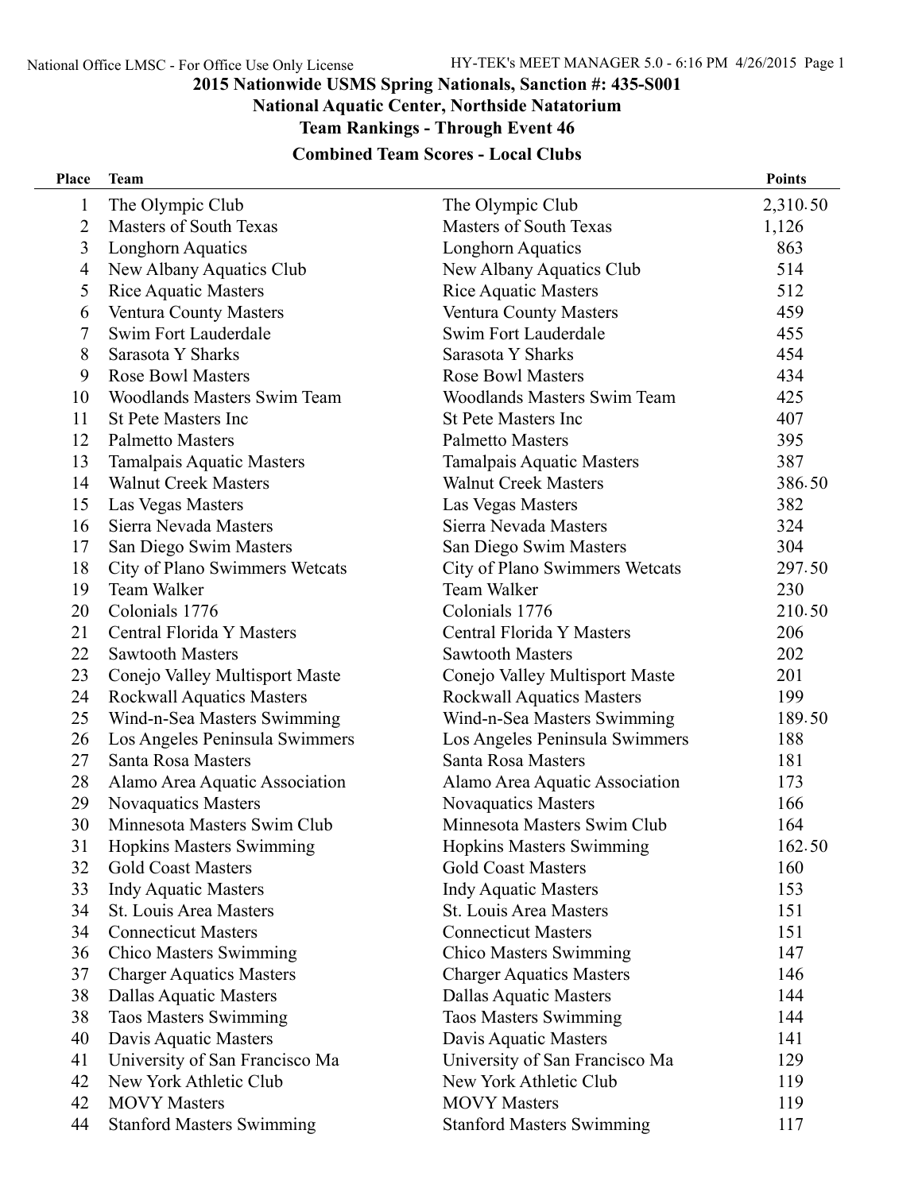## 2015 Nationwide USMS Spring Nationals, Sanction #: 435-S001

## National Aquatic Center, Northside Natatorium

## Team Rankings - Through Event 46

### Combined Team Scores - Local Clubs

| Place | Team | | Points |
|---|---|---|---|
| 1 | The Olympic Club | The Olympic Club | 2,310.50 |
| 2 | Masters of South Texas | Masters of South Texas | 1,126 |
| 3 | Longhorn Aquatics | Longhorn Aquatics | 863 |
| 4 | New Albany Aquatics Club | New Albany Aquatics Club | 514 |
| 5 | Rice Aquatic Masters | Rice Aquatic Masters | 512 |
| 6 | Ventura County Masters | Ventura County Masters | 459 |
| 7 | Swim Fort Lauderdale | Swim Fort Lauderdale | 455 |
| 8 | Sarasota Y Sharks | Sarasota Y Sharks | 454 |
| 9 | Rose Bowl Masters | Rose Bowl Masters | 434 |
| 10 | Woodlands Masters Swim Team | Woodlands Masters Swim Team | 425 |
| 11 | St Pete Masters Inc | St Pete Masters Inc | 407 |
| 12 | Palmetto Masters | Palmetto Masters | 395 |
| 13 | Tamalpais Aquatic Masters | Tamalpais Aquatic Masters | 387 |
| 14 | Walnut Creek Masters | Walnut Creek Masters | 386.50 |
| 15 | Las Vegas Masters | Las Vegas Masters | 382 |
| 16 | Sierra Nevada Masters | Sierra Nevada Masters | 324 |
| 17 | San Diego Swim Masters | San Diego Swim Masters | 304 |
| 18 | City of Plano Swimmers Wetcats | City of Plano Swimmers Wetcats | 297.50 |
| 19 | Team Walker | Team Walker | 230 |
| 20 | Colonials 1776 | Colonials 1776 | 210.50 |
| 21 | Central Florida Y Masters | Central Florida Y Masters | 206 |
| 22 | Sawtooth Masters | Sawtooth Masters | 202 |
| 23 | Conejo Valley Multisport Maste | Conejo Valley Multisport Maste | 201 |
| 24 | Rockwall Aquatics Masters | Rockwall Aquatics Masters | 199 |
| 25 | Wind-n-Sea Masters Swimming | Wind-n-Sea Masters Swimming | 189.50 |
| 26 | Los Angeles Peninsula Swimmers | Los Angeles Peninsula Swimmers | 188 |
| 27 | Santa Rosa Masters | Santa Rosa Masters | 181 |
| 28 | Alamo Area Aquatic Association | Alamo Area Aquatic Association | 173 |
| 29 | Novaquatics Masters | Novaquatics Masters | 166 |
| 30 | Minnesota Masters Swim Club | Minnesota Masters Swim Club | 164 |
| 31 | Hopkins Masters Swimming | Hopkins Masters Swimming | 162.50 |
| 32 | Gold Coast Masters | Gold Coast Masters | 160 |
| 33 | Indy Aquatic Masters | Indy Aquatic Masters | 153 |
| 34 | St. Louis Area Masters | St. Louis Area Masters | 151 |
| 34 | Connecticut Masters | Connecticut Masters | 151 |
| 36 | Chico Masters Swimming | Chico Masters Swimming | 147 |
| 37 | Charger Aquatics Masters | Charger Aquatics Masters | 146 |
| 38 | Dallas Aquatic Masters | Dallas Aquatic Masters | 144 |
| 38 | Taos Masters Swimming | Taos Masters Swimming | 144 |
| 40 | Davis Aquatic Masters | Davis Aquatic Masters | 141 |
| 41 | University of San Francisco Ma | University of San Francisco Ma | 129 |
| 42 | New York Athletic Club | New York Athletic Club | 119 |
| 42 | MOVY Masters | MOVY Masters | 119 |
| 44 | Stanford Masters Swimming | Stanford Masters Swimming | 117 |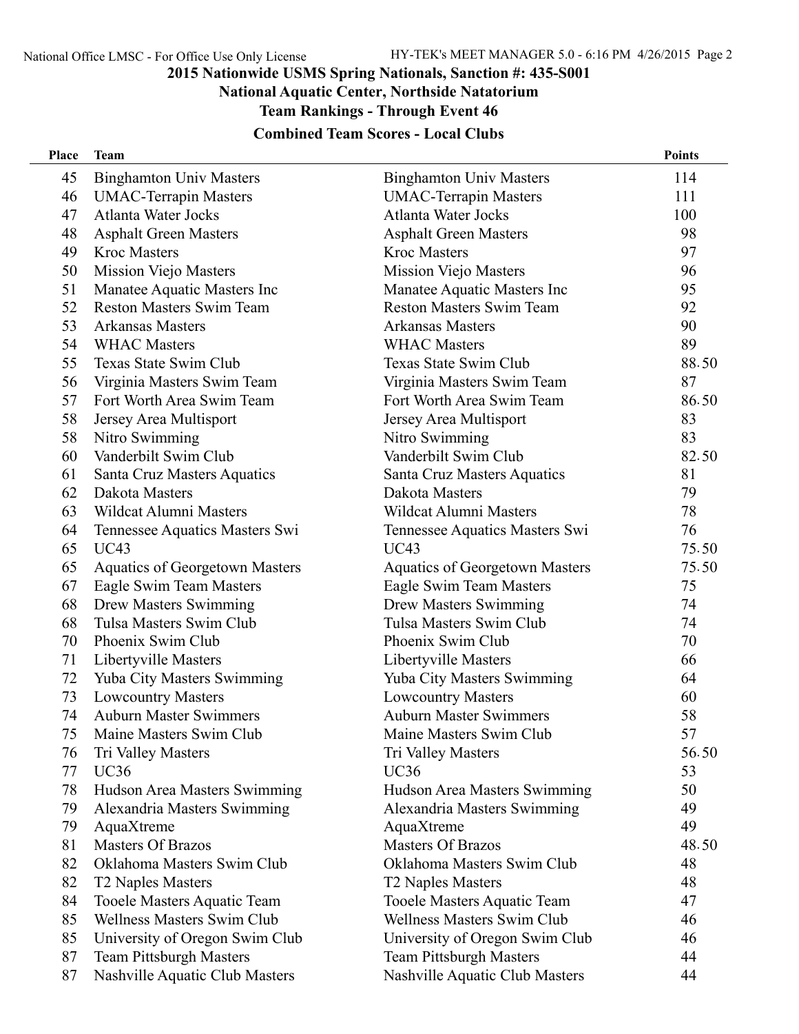## 2015 Nationwide USMS Spring Nationals, Sanction #: 435-S001

### National Aquatic Center, Northside Natatorium

### Team Rankings - Through Event 46

### Combined Team Scores - Local Clubs

| Place | Team | | Points |
|---|---|---|---|
| 45 | Binghamton Univ Masters | Binghamton Univ Masters | 114 |
| 46 | UMAC-Terrapin Masters | UMAC-Terrapin Masters | 111 |
| 47 | Atlanta Water Jocks | Atlanta Water Jocks | 100 |
| 48 | Asphalt Green Masters | Asphalt Green Masters | 98 |
| 49 | Kroc Masters | Kroc Masters | 97 |
| 50 | Mission Viejo Masters | Mission Viejo Masters | 96 |
| 51 | Manatee Aquatic Masters Inc | Manatee Aquatic Masters Inc | 95 |
| 52 | Reston Masters Swim Team | Reston Masters Swim Team | 92 |
| 53 | Arkansas Masters | Arkansas Masters | 90 |
| 54 | WHAC Masters | WHAC Masters | 89 |
| 55 | Texas State Swim Club | Texas State Swim Club | 88.50 |
| 56 | Virginia Masters Swim Team | Virginia Masters Swim Team | 87 |
| 57 | Fort Worth Area Swim Team | Fort Worth Area Swim Team | 86.50 |
| 58 | Jersey Area Multisport | Jersey Area Multisport | 83 |
| 58 | Nitro Swimming | Nitro Swimming | 83 |
| 60 | Vanderbilt Swim Club | Vanderbilt Swim Club | 82.50 |
| 61 | Santa Cruz Masters Aquatics | Santa Cruz Masters Aquatics | 81 |
| 62 | Dakota Masters | Dakota Masters | 79 |
| 63 | Wildcat Alumni Masters | Wildcat Alumni Masters | 78 |
| 64 | Tennessee Aquatics Masters Swi | Tennessee Aquatics Masters Swi | 76 |
| 65 | UC43 | UC43 | 75.50 |
| 65 | Aquatics of Georgetown Masters | Aquatics of Georgetown Masters | 75.50 |
| 67 | Eagle Swim Team Masters | Eagle Swim Team Masters | 75 |
| 68 | Drew Masters Swimming | Drew Masters Swimming | 74 |
| 68 | Tulsa Masters Swim Club | Tulsa Masters Swim Club | 74 |
| 70 | Phoenix Swim Club | Phoenix Swim Club | 70 |
| 71 | Libertyville Masters | Libertyville Masters | 66 |
| 72 | Yuba City Masters Swimming | Yuba City Masters Swimming | 64 |
| 73 | Lowcountry Masters | Lowcountry Masters | 60 |
| 74 | Auburn Master Swimmers | Auburn Master Swimmers | 58 |
| 75 | Maine Masters Swim Club | Maine Masters Swim Club | 57 |
| 76 | Tri Valley Masters | Tri Valley Masters | 56.50 |
| 77 | UC36 | UC36 | 53 |
| 78 | Hudson Area Masters Swimming | Hudson Area Masters Swimming | 50 |
| 79 | Alexandria Masters Swimming | Alexandria Masters Swimming | 49 |
| 79 | AquaXtreme | AquaXtreme | 49 |
| 81 | Masters Of Brazos | Masters Of Brazos | 48.50 |
| 82 | Oklahoma Masters Swim Club | Oklahoma Masters Swim Club | 48 |
| 82 | T2 Naples Masters | T2 Naples Masters | 48 |
| 84 | Tooele Masters Aquatic Team | Tooele Masters Aquatic Team | 47 |
| 85 | Wellness Masters Swim Club | Wellness Masters Swim Club | 46 |
| 85 | University of Oregon Swim Club | University of Oregon Swim Club | 46 |
| 87 | Team Pittsburgh Masters | Team Pittsburgh Masters | 44 |
| 87 | Nashville Aquatic Club Masters | Nashville Aquatic Club Masters | 44 |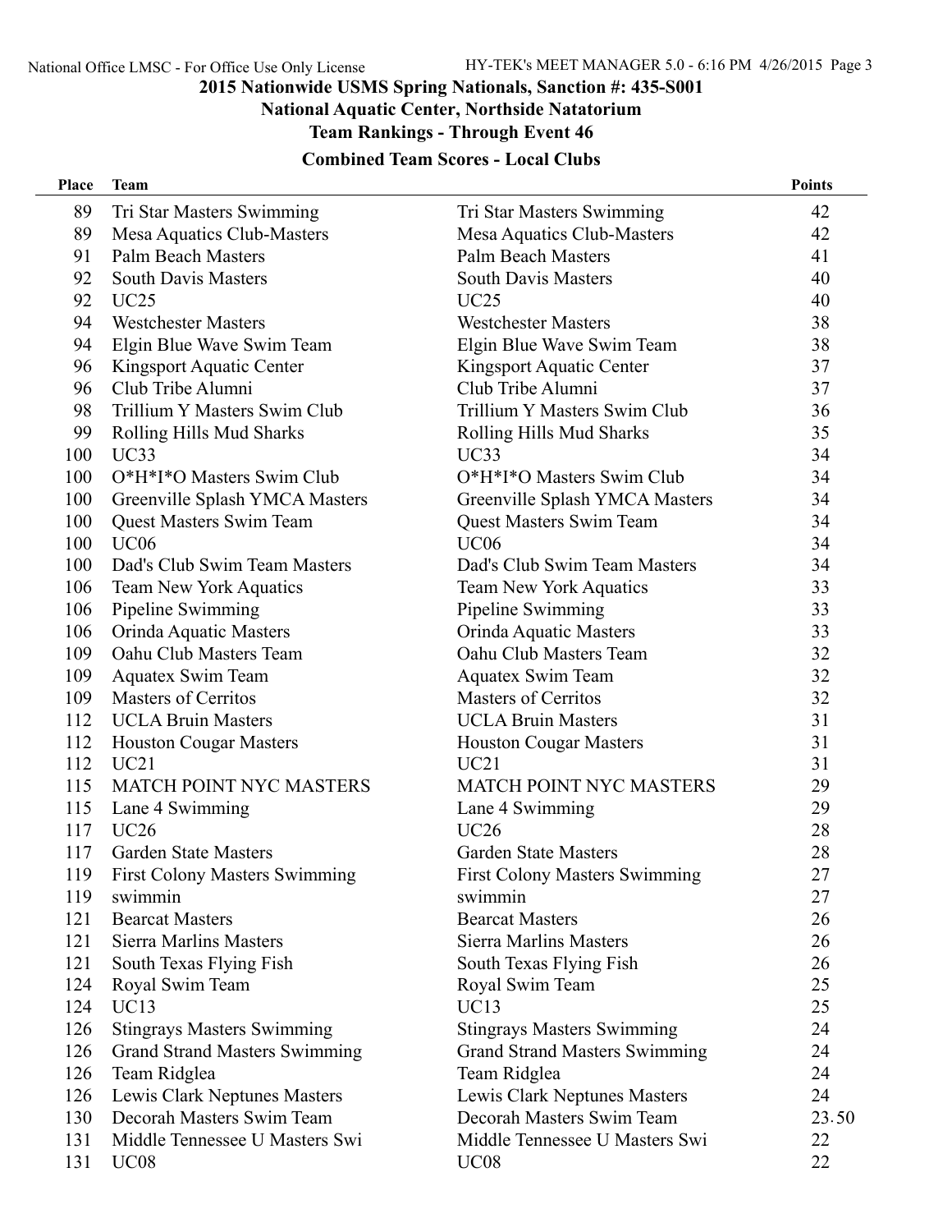## 2015 Nationwide USMS Spring Nationals, Sanction #: 435-S001

### National Aquatic Center, Northside Natatorium

### Team Rankings - Through Event 46

### Combined Team Scores - Local Clubs

| Place | Team | | Points |
|---|---|---|---|
| 89 | Tri Star Masters Swimming | Tri Star Masters Swimming | 42 |
| 89 | Mesa Aquatics Club-Masters | Mesa Aquatics Club-Masters | 42 |
| 91 | Palm Beach Masters | Palm Beach Masters | 41 |
| 92 | South Davis Masters | South Davis Masters | 40 |
| 92 | UC25 | UC25 | 40 |
| 94 | Westchester Masters | Westchester Masters | 38 |
| 94 | Elgin Blue Wave Swim Team | Elgin Blue Wave Swim Team | 38 |
| 96 | Kingsport Aquatic Center | Kingsport Aquatic Center | 37 |
| 96 | Club Tribe Alumni | Club Tribe Alumni | 37 |
| 98 | Trillium Y Masters Swim Club | Trillium Y Masters Swim Club | 36 |
| 99 | Rolling Hills Mud Sharks | Rolling Hills Mud Sharks | 35 |
| 100 | UC33 | UC33 | 34 |
| 100 | O*H*I*O Masters Swim Club | O*H*I*O Masters Swim Club | 34 |
| 100 | Greenville Splash YMCA Masters | Greenville Splash YMCA Masters | 34 |
| 100 | Quest Masters Swim Team | Quest Masters Swim Team | 34 |
| 100 | UC06 | UC06 | 34 |
| 100 | Dad's Club Swim Team Masters | Dad's Club Swim Team Masters | 34 |
| 106 | Team New York Aquatics | Team New York Aquatics | 33 |
| 106 | Pipeline Swimming | Pipeline Swimming | 33 |
| 106 | Orinda Aquatic Masters | Orinda Aquatic Masters | 33 |
| 109 | Oahu Club Masters Team | Oahu Club Masters Team | 32 |
| 109 | Aquatex Swim Team | Aquatex Swim Team | 32 |
| 109 | Masters of Cerritos | Masters of Cerritos | 32 |
| 112 | UCLA Bruin Masters | UCLA Bruin Masters | 31 |
| 112 | Houston Cougar Masters | Houston Cougar Masters | 31 |
| 112 | UC21 | UC21 | 31 |
| 115 | MATCH POINT NYC MASTERS | MATCH POINT NYC MASTERS | 29 |
| 115 | Lane 4 Swimming | Lane 4 Swimming | 29 |
| 117 | UC26 | UC26 | 28 |
| 117 | Garden State Masters | Garden State Masters | 28 |
| 119 | First Colony Masters Swimming | First Colony Masters Swimming | 27 |
| 119 | swimmin | swimmin | 27 |
| 121 | Bearcat Masters | Bearcat Masters | 26 |
| 121 | Sierra Marlins Masters | Sierra Marlins Masters | 26 |
| 121 | South Texas Flying Fish | South Texas Flying Fish | 26 |
| 124 | Royal Swim Team | Royal Swim Team | 25 |
| 124 | UC13 | UC13 | 25 |
| 126 | Stingrays Masters Swimming | Stingrays Masters Swimming | 24 |
| 126 | Grand Strand Masters Swimming | Grand Strand Masters Swimming | 24 |
| 126 | Team Ridglea | Team Ridglea | 24 |
| 126 | Lewis Clark Neptunes Masters | Lewis Clark Neptunes Masters | 24 |
| 130 | Decorah Masters Swim Team | Decorah Masters Swim Team | 23.50 |
| 131 | Middle Tennessee U Masters Swi | Middle Tennessee U Masters Swi | 22 |
| 131 | UC08 | UC08 | 22 |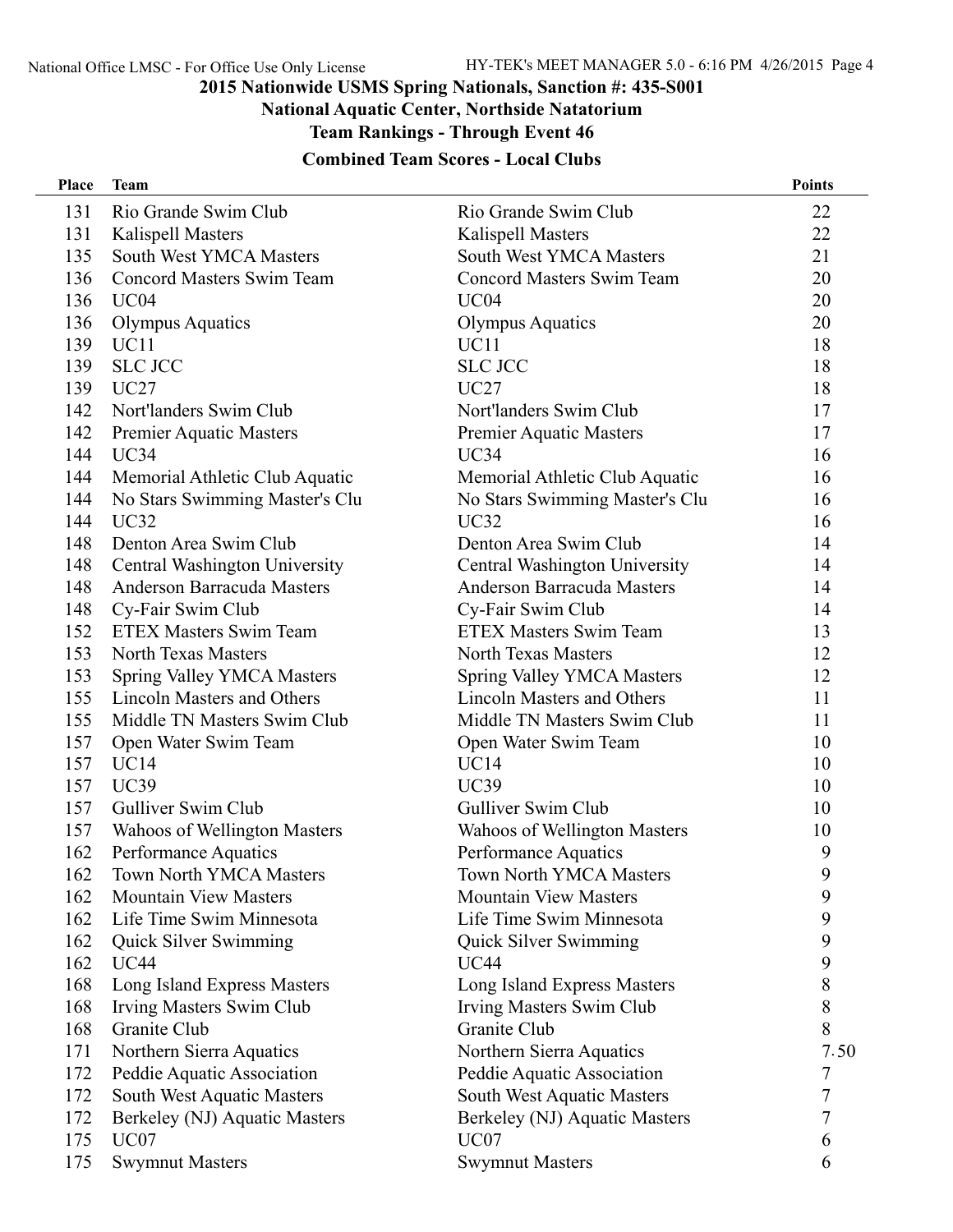## 2015 Nationwide USMS Spring Nationals, Sanction #: 435-S001

### National Aquatic Center, Northside Natatorium

### Team Rankings - Through Event 46

### Combined Team Scores - Local Clubs

| Place | Team | | Points |
|---|---|---|---|
| 131 | Rio Grande Swim Club | Rio Grande Swim Club | 22 |
| 131 | Kalispell Masters | Kalispell Masters | 22 |
| 135 | South West YMCA Masters | South West YMCA Masters | 21 |
| 136 | Concord Masters Swim Team | Concord Masters Swim Team | 20 |
| 136 | UC04 | UC04 | 20 |
| 136 | Olympus Aquatics | Olympus Aquatics | 20 |
| 139 | UC11 | UC11 | 18 |
| 139 | SLC JCC | SLC JCC | 18 |
| 139 | UC27 | UC27 | 18 |
| 142 | Nort'landers Swim Club | Nort'landers Swim Club | 17 |
| 142 | Premier Aquatic Masters | Premier Aquatic Masters | 17 |
| 144 | UC34 | UC34 | 16 |
| 144 | Memorial Athletic Club Aquatic | Memorial Athletic Club Aquatic | 16 |
| 144 | No Stars Swimming Master's Clu | No Stars Swimming Master's Clu | 16 |
| 144 | UC32 | UC32 | 16 |
| 148 | Denton Area Swim Club | Denton Area Swim Club | 14 |
| 148 | Central Washington University | Central Washington University | 14 |
| 148 | Anderson Barracuda Masters | Anderson Barracuda Masters | 14 |
| 148 | Cy-Fair Swim Club | Cy-Fair Swim Club | 14 |
| 152 | ETEX Masters Swim Team | ETEX Masters Swim Team | 13 |
| 153 | North Texas Masters | North Texas Masters | 12 |
| 153 | Spring Valley YMCA Masters | Spring Valley YMCA Masters | 12 |
| 155 | Lincoln Masters and Others | Lincoln Masters and Others | 11 |
| 155 | Middle TN Masters Swim Club | Middle TN Masters Swim Club | 11 |
| 157 | Open Water Swim Team | Open Water Swim Team | 10 |
| 157 | UC14 | UC14 | 10 |
| 157 | UC39 | UC39 | 10 |
| 157 | Gulliver Swim Club | Gulliver Swim Club | 10 |
| 157 | Wahoos of Wellington Masters | Wahoos of Wellington Masters | 10 |
| 162 | Performance Aquatics | Performance Aquatics | 9 |
| 162 | Town North YMCA Masters | Town North YMCA Masters | 9 |
| 162 | Mountain View Masters | Mountain View Masters | 9 |
| 162 | Life Time Swim Minnesota | Life Time Swim Minnesota | 9 |
| 162 | Quick Silver Swimming | Quick Silver Swimming | 9 |
| 162 | UC44 | UC44 | 9 |
| 168 | Long Island Express Masters | Long Island Express Masters | 8 |
| 168 | Irving Masters Swim Club | Irving Masters Swim Club | 8 |
| 168 | Granite Club | Granite Club | 8 |
| 171 | Northern Sierra Aquatics | Northern Sierra Aquatics | 7.50 |
| 172 | Peddie Aquatic Association | Peddie Aquatic Association | 7 |
| 172 | South West Aquatic Masters | South West Aquatic Masters | 7 |
| 172 | Berkeley (NJ) Aquatic Masters | Berkeley (NJ) Aquatic Masters | 7 |
| 175 | UC07 | UC07 | 6 |
| 175 | Swymnut Masters | Swymnut Masters | 6 |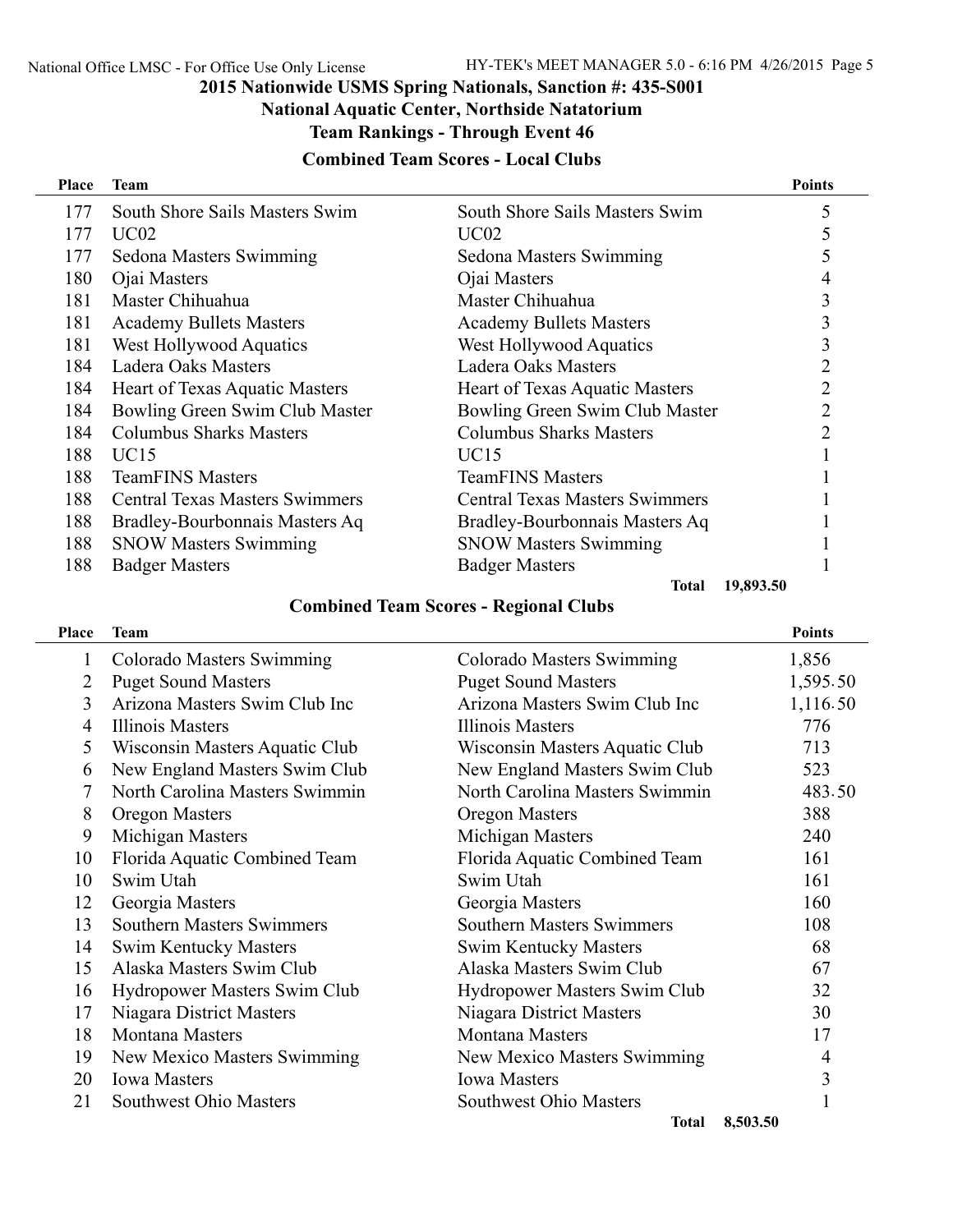## 2015 Nationwide USMS Spring Nationals, Sanction #: 435-S001

### National Aquatic Center, Northside Natatorium

### Team Rankings - Through Event 46

#### Combined Team Scores - Local Clubs

| Place | Team | | Points |
|---|---|---|---|
| 177 | South Shore Sails Masters Swim | South Shore Sails Masters Swim | 5 |
| 177 | UC02 | UC02 | 5 |
| 177 | Sedona Masters Swimming | Sedona Masters Swimming | 5 |
| 180 | Ojai Masters | Ojai Masters | 4 |
| 181 | Master Chihuahua | Master Chihuahua | 3 |
| 181 | Academy Bullets Masters | Academy Bullets Masters | 3 |
| 181 | West Hollywood Aquatics | West Hollywood Aquatics | 3 |
| 184 | Ladera Oaks Masters | Ladera Oaks Masters | 2 |
| 184 | Heart of Texas Aquatic Masters | Heart of Texas Aquatic Masters | 2 |
| 184 | Bowling Green Swim Club Master | Bowling Green Swim Club Master | 2 |
| 184 | Columbus Sharks Masters | Columbus Sharks Masters | 2 |
| 188 | UC15 | UC15 | 1 |
| 188 | TeamFINS Masters | TeamFINS Masters | 1 |
| 188 | Central Texas Masters Swimmers | Central Texas Masters Swimmers | 1 |
| 188 | Bradley-Bourbonnais Masters Aq | Bradley-Bourbonnais Masters Aq | 1 |
| 188 | SNOW Masters Swimming | SNOW Masters Swimming | 1 |
| 188 | Badger Masters | Badger Masters | 1 |
| | | **Total** | **19,893.50** |

#### Combined Team Scores - Regional Clubs

| Place | Team | | Points |
|---|---|---|---|
| 1 | Colorado Masters Swimming | Colorado Masters Swimming | 1,856 |
| 2 | Puget Sound Masters | Puget Sound Masters | 1,595.50 |
| 3 | Arizona Masters Swim Club Inc | Arizona Masters Swim Club Inc | 1,116.50 |
| 4 | Illinois Masters | Illinois Masters | 776 |
| 5 | Wisconsin Masters Aquatic Club | Wisconsin Masters Aquatic Club | 713 |
| 6 | New England Masters Swim Club | New England Masters Swim Club | 523 |
| 7 | North Carolina Masters Swimmin | North Carolina Masters Swimmin | 483.50 |
| 8 | Oregon Masters | Oregon Masters | 388 |
| 9 | Michigan Masters | Michigan Masters | 240 |
| 10 | Florida Aquatic Combined Team | Florida Aquatic Combined Team | 161 |
| 10 | Swim Utah | Swim Utah | 161 |
| 12 | Georgia Masters | Georgia Masters | 160 |
| 13 | Southern Masters Swimmers | Southern Masters Swimmers | 108 |
| 14 | Swim Kentucky Masters | Swim Kentucky Masters | 68 |
| 15 | Alaska Masters Swim Club | Alaska Masters Swim Club | 67 |
| 16 | Hydropower Masters Swim Club | Hydropower Masters Swim Club | 32 |
| 17 | Niagara District Masters | Niagara District Masters | 30 |
| 18 | Montana Masters | Montana Masters | 17 |
| 19 | New Mexico Masters Swimming | New Mexico Masters Swimming | 4 |
| 20 | Iowa Masters | Iowa Masters | 3 |
| 21 | Southwest Ohio Masters | Southwest Ohio Masters | 1 |
| | | **Total** | **8,503.50** |